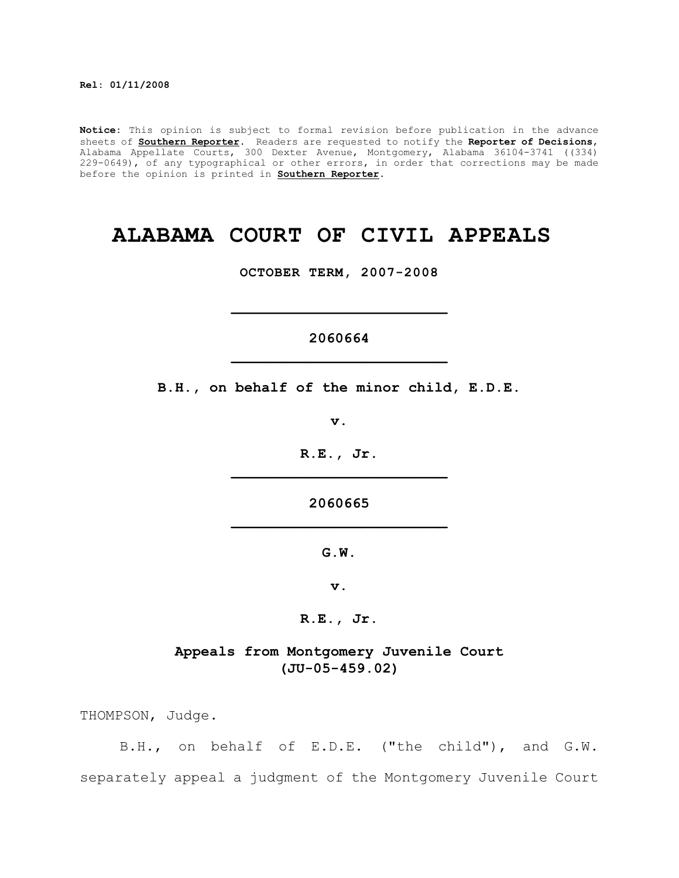**Rel: 01/11/2008**

**Notice:** This opinion is subject to formal revision before publication in the advance sheets of **Southern Reporter**. Readers are requested to notify the **Reporter of Decisions**, Alabama Appellate Courts, 300 Dexter Avenue, Montgomery, Alabama 36104-3741 ((334) 229-0649), of any typographical or other errors, in order that corrections may be made before the opinion is printed in **Southern Reporter**.

# ALABAMA COURT OF CIVIL APPEALS

**OCTOBER TERM, 2007-2008**

_________________________

**2060664**

_________________________

**B.H., on behalf of the minor child, E.D.E.**

**v.**

**R.E., Jr.**

_________________________

**2060665**

_________________________

**G.W.**

**v.**

**R.E., Jr.**

**Appeals from Montgomery Juvenile Court (JU-05-459.02)**

THOMPSON, Judge.

B.H., on behalf of E.D.E. ("the child"), and G.W. separately appeal a judgment of the Montgomery Juvenile Court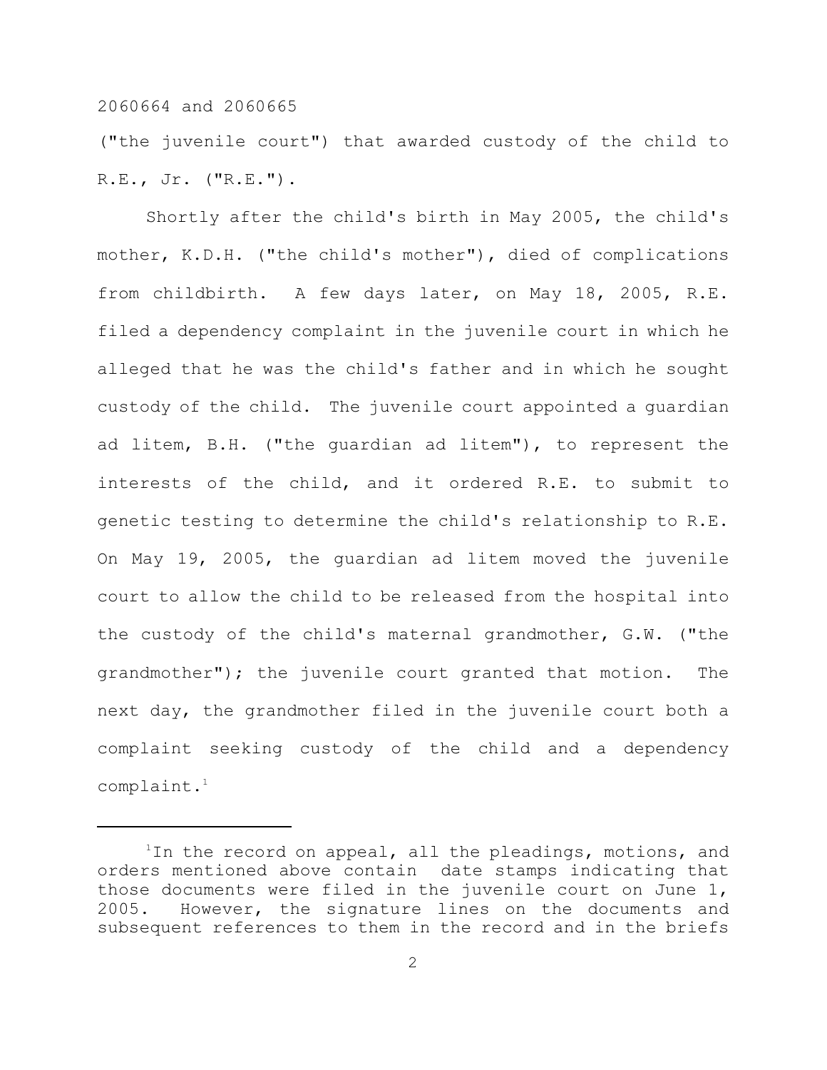("the juvenile court") that awarded custody of the child to R.E., Jr. ("R.E.").

Shortly after the child's birth in May 2005, the child's mother, K.D.H. ("the child's mother"), died of complications from childbirth. A few days later, on May 18, 2005, R.E. filed a dependency complaint in the juvenile court in which he alleged that he was the child's father and in which he sought custody of the child. The juvenile court appointed a guardian ad litem, B.H. ("the guardian ad litem"), to represent the interests of the child, and it ordered R.E. to submit to genetic testing to determine the child's relationship to R.E. On May 19, 2005, the guardian ad litem moved the juvenile court to allow the child to be released from the hospital into the custody of the child's maternal grandmother, G.W. ("the grandmother"); the juvenile court granted that motion. The next day, the grandmother filed in the juvenile court both a complaint seeking custody of the child and a dependency complaint.[1]

---

[1]In the record on appeal, all the pleadings, motions, and orders mentioned above contain date stamps indicating that those documents were filed in the juvenile court on June 1, 2005. However, the signature lines on the documents and subsequent references to them in the record and in the briefs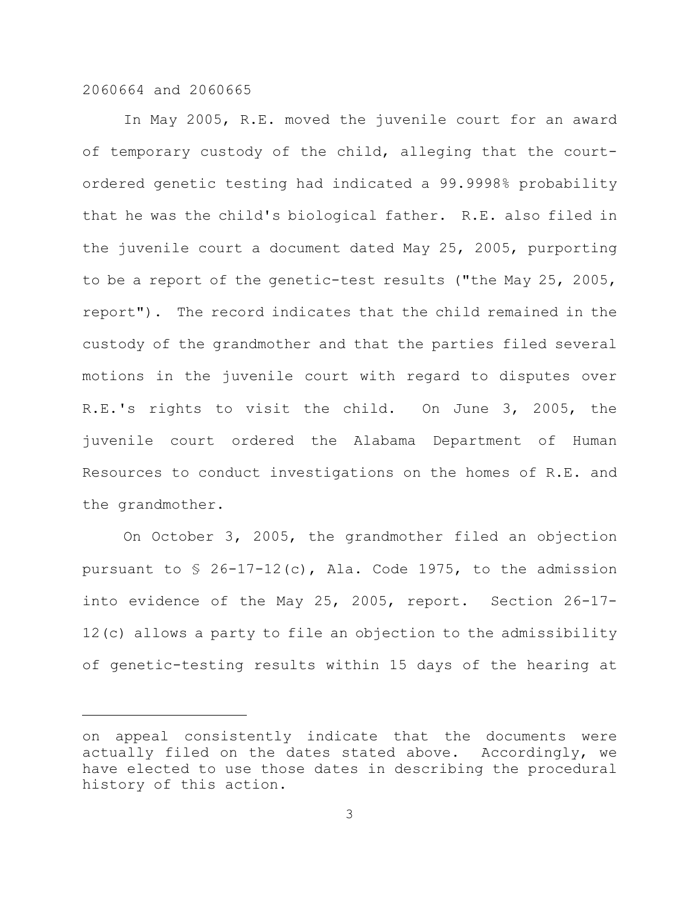In May 2005, R.E. moved the juvenile court for an award of temporary custody of the child, alleging that the court-ordered genetic testing had indicated a 99.9998% probability that he was the child's biological father. R.E. also filed in the juvenile court a document dated May 25, 2005, purporting to be a report of the genetic-test results ("the May 25, 2005, report"). The record indicates that the child remained in the custody of the grandmother and that the parties filed several motions in the juvenile court with regard to disputes over R.E.'s rights to visit the child. On June 3, 2005, the juvenile court ordered the Alabama Department of Human Resources to conduct investigations on the homes of R.E. and the grandmother.

On October 3, 2005, the grandmother filed an objection pursuant to § 26-17-12(c), Ala. Code 1975, to the admission into evidence of the May 25, 2005, report. Section 26-17-12(c) allows a party to file an objection to the admissibility of genetic-testing results within 15 days of the hearing at

---

on appeal consistently indicate that the documents were actually filed on the dates stated above. Accordingly, we have elected to use those dates in describing the procedural history of this action.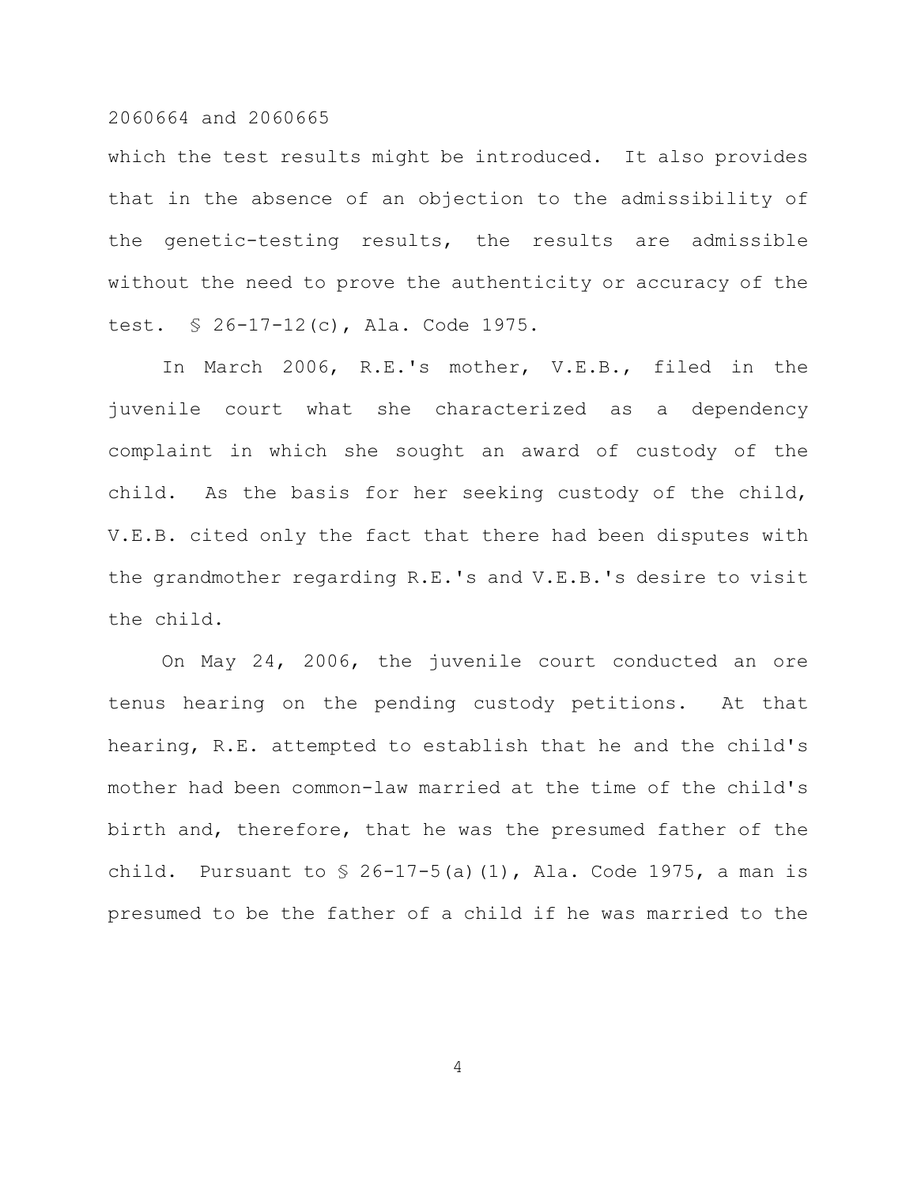which the test results might be introduced. It also provides that in the absence of an objection to the admissibility of the genetic-testing results, the results are admissible without the need to prove the authenticity or accuracy of the test. § 26-17-12(c), Ala. Code 1975.

In March 2006, R.E.'s mother, V.E.B., filed in the juvenile court what she characterized as a dependency complaint in which she sought an award of custody of the child. As the basis for her seeking custody of the child, V.E.B. cited only the fact that there had been disputes with the grandmother regarding R.E.'s and V.E.B.'s desire to visit the child.

On May 24, 2006, the juvenile court conducted an ore tenus hearing on the pending custody petitions. At that hearing, R.E. attempted to establish that he and the child's mother had been common-law married at the time of the child's birth and, therefore, that he was the presumed father of the child. Pursuant to § 26-17-5(a)(1), Ala. Code 1975, a man is presumed to be the father of a child if he was married to the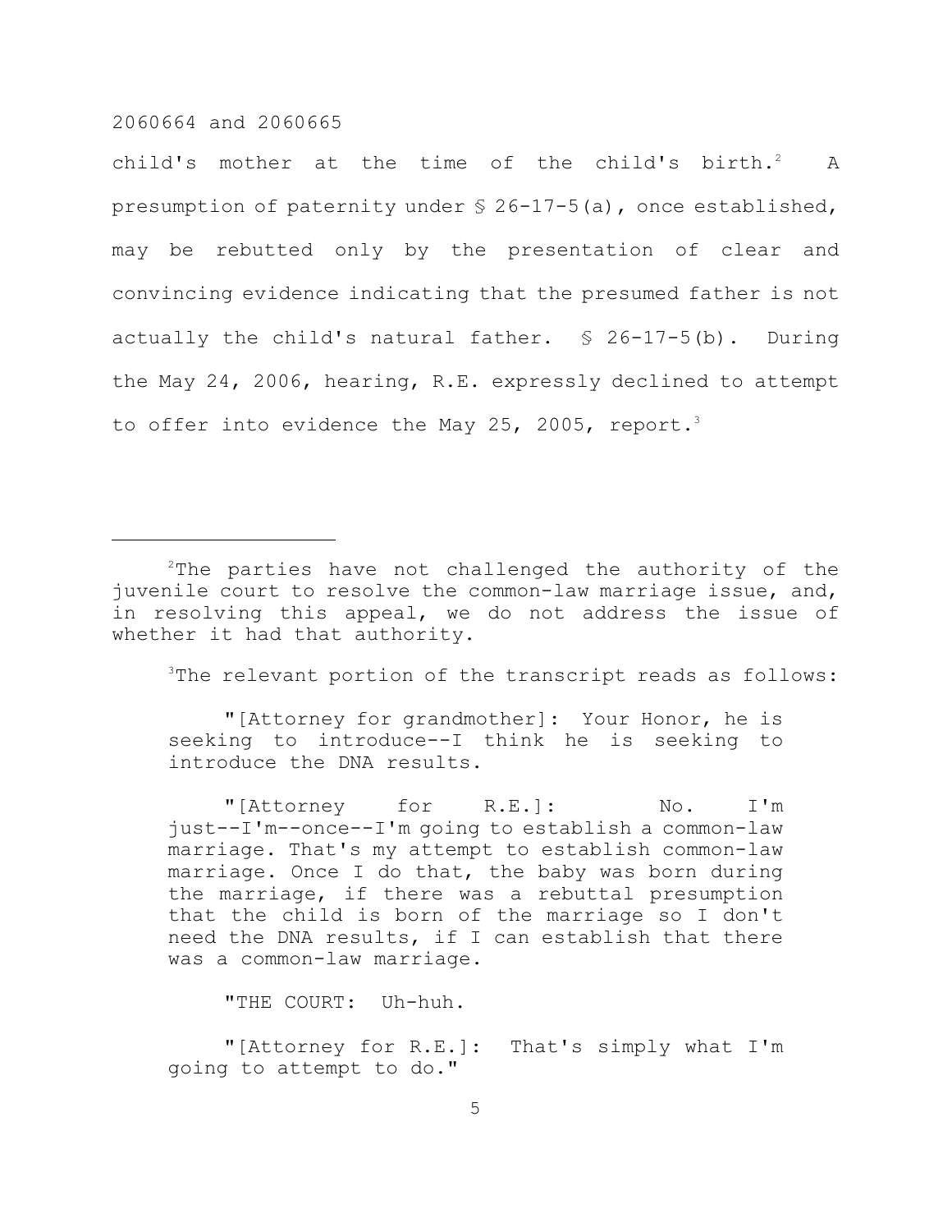child's mother at the time of the child's birth.[2] A presumption of paternity under § 26-17-5(a), once established, may be rebutted only by the presentation of clear and convincing evidence indicating that the presumed father is not actually the child's natural father. § 26-17-5(b). During the May 24, 2006, hearing, R.E. expressly declined to attempt to offer into evidence the May 25, 2005, report.[3]

---

[2]The parties have not challenged the authority of the juvenile court to resolve the common-law marriage issue, and, in resolving this appeal, we do not address the issue of whether it had that authority.

[3]The relevant portion of the transcript reads as follows:

> "[Attorney for grandmother]: Your Honor, he is seeking to introduce--I think he is seeking to introduce the DNA results.
>
> "[Attorney for R.E.]: No. I'm just--I'm--once--I'm going to establish a common-law marriage. That's my attempt to establish common-law marriage. Once I do that, the baby was born during the marriage, if there was a rebuttal presumption that the child is born of the marriage so I don't need the DNA results, if I can establish that there was a common-law marriage.
>
> "THE COURT: Uh-huh.
>
> "[Attorney for R.E.]: That's simply what I'm going to attempt to do."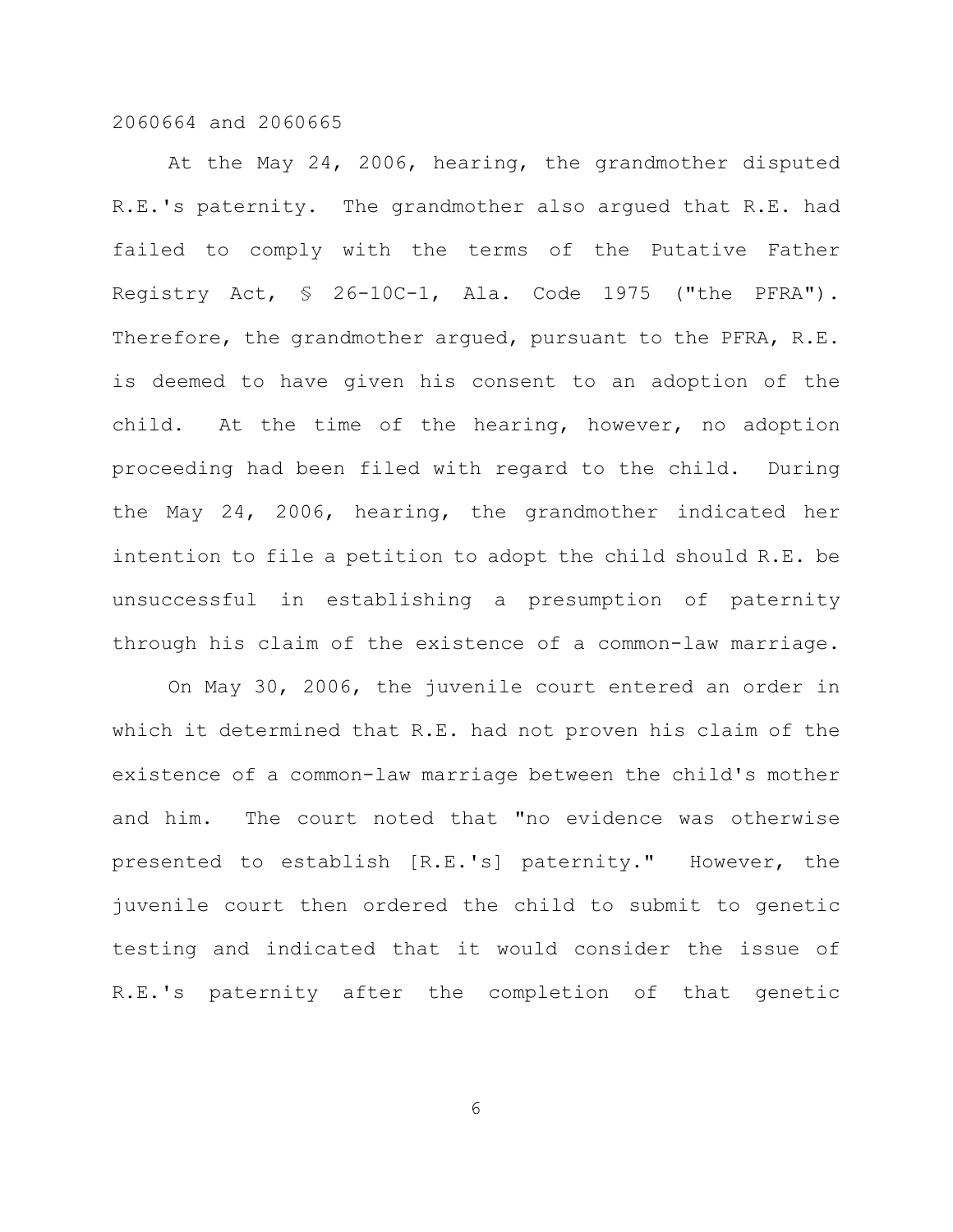At the May 24, 2006, hearing, the grandmother disputed R.E.'s paternity. The grandmother also argued that R.E. had failed to comply with the terms of the Putative Father Registry Act, § 26-10C-1, Ala. Code 1975 ("the PFRA"). Therefore, the grandmother argued, pursuant to the PFRA, R.E. is deemed to have given his consent to an adoption of the child. At the time of the hearing, however, no adoption proceeding had been filed with regard to the child. During the May 24, 2006, hearing, the grandmother indicated her intention to file a petition to adopt the child should R.E. be unsuccessful in establishing a presumption of paternity through his claim of the existence of a common-law marriage.

On May 30, 2006, the juvenile court entered an order in which it determined that R.E. had not proven his claim of the existence of a common-law marriage between the child's mother and him. The court noted that "no evidence was otherwise presented to establish [R.E.'s] paternity." However, the juvenile court then ordered the child to submit to genetic testing and indicated that it would consider the issue of R.E.'s paternity after the completion of that genetic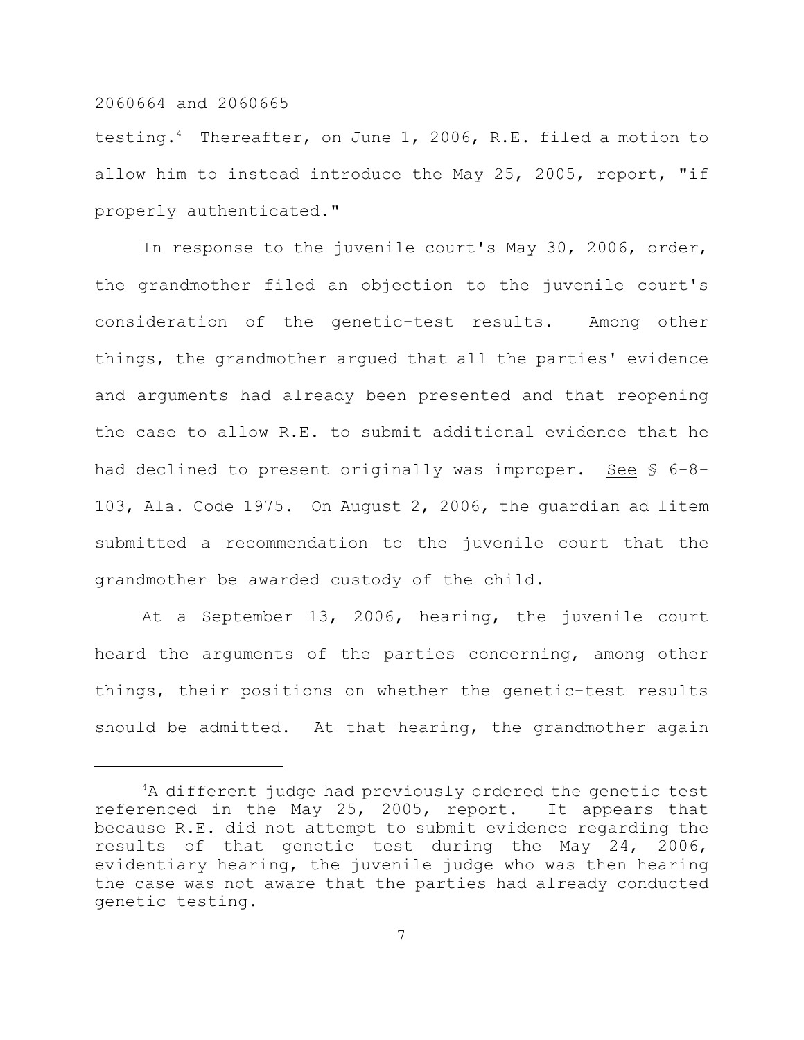testing.[4] Thereafter, on June 1, 2006, R.E. filed a motion to allow him to instead introduce the May 25, 2005, report, "if properly authenticated."

In response to the juvenile court's May 30, 2006, order, the grandmother filed an objection to the juvenile court's consideration of the genetic-test results. Among other things, the grandmother argued that all the parties' evidence and arguments had already been presented and that reopening the case to allow R.E. to submit additional evidence that he had declined to present originally was improper. See § 6-8-103, Ala. Code 1975. On August 2, 2006, the guardian ad litem submitted a recommendation to the juvenile court that the grandmother be awarded custody of the child.

At a September 13, 2006, hearing, the juvenile court heard the arguments of the parties concerning, among other things, their positions on whether the genetic-test results should be admitted. At that hearing, the grandmother again

---

[4]A different judge had previously ordered the genetic test referenced in the May 25, 2005, report. It appears that because R.E. did not attempt to submit evidence regarding the results of that genetic test during the May 24, 2006, evidentiary hearing, the juvenile judge who was then hearing the case was not aware that the parties had already conducted genetic testing.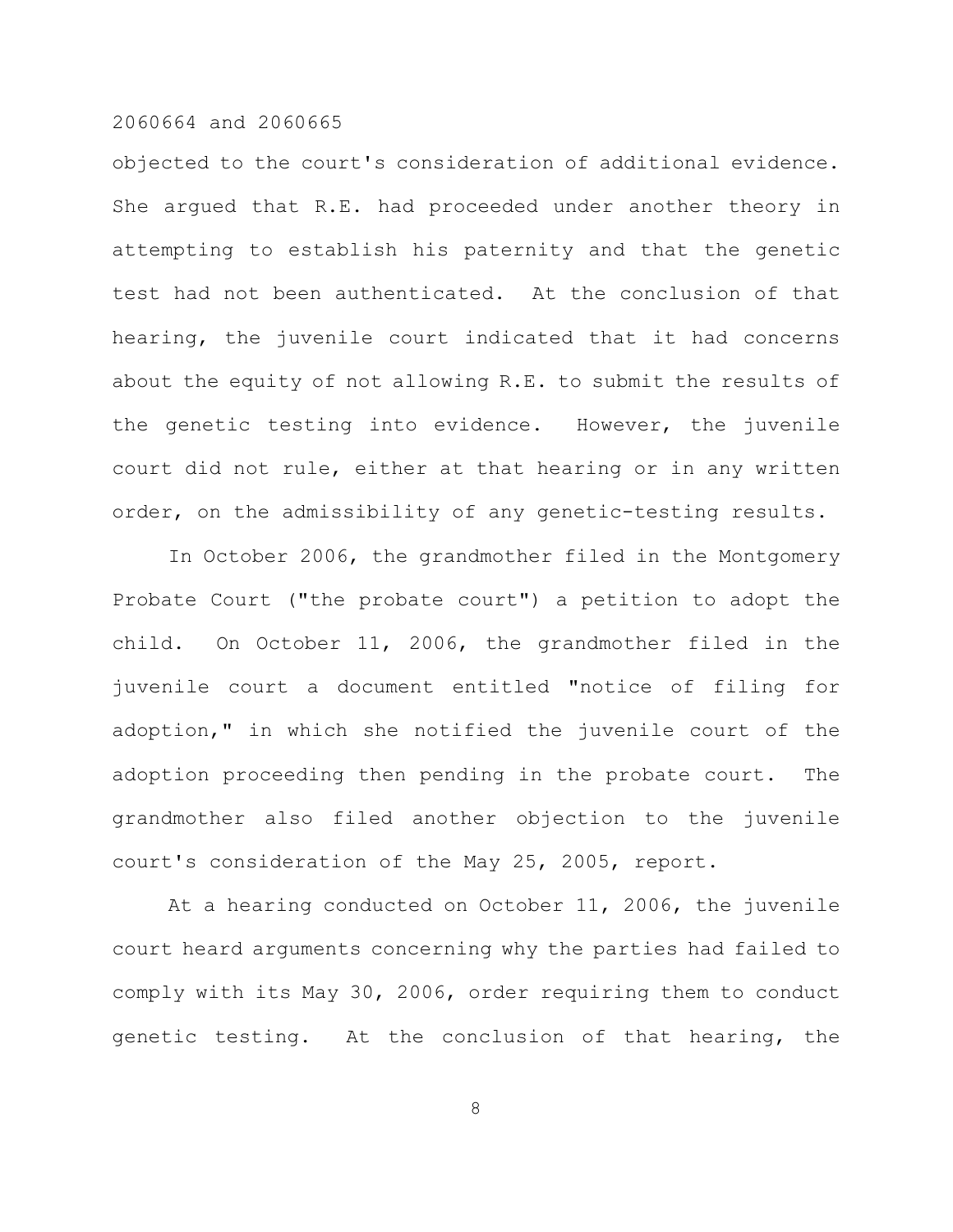objected to the court's consideration of additional evidence. She argued that R.E. had proceeded under another theory in attempting to establish his paternity and that the genetic test had not been authenticated. At the conclusion of that hearing, the juvenile court indicated that it had concerns about the equity of not allowing R.E. to submit the results of the genetic testing into evidence. However, the juvenile court did not rule, either at that hearing or in any written order, on the admissibility of any genetic-testing results.

In October 2006, the grandmother filed in the Montgomery Probate Court ("the probate court") a petition to adopt the child. On October 11, 2006, the grandmother filed in the juvenile court a document entitled "notice of filing for adoption," in which she notified the juvenile court of the adoption proceeding then pending in the probate court. The grandmother also filed another objection to the juvenile court's consideration of the May 25, 2005, report.

At a hearing conducted on October 11, 2006, the juvenile court heard arguments concerning why the parties had failed to comply with its May 30, 2006, order requiring them to conduct genetic testing. At the conclusion of that hearing, the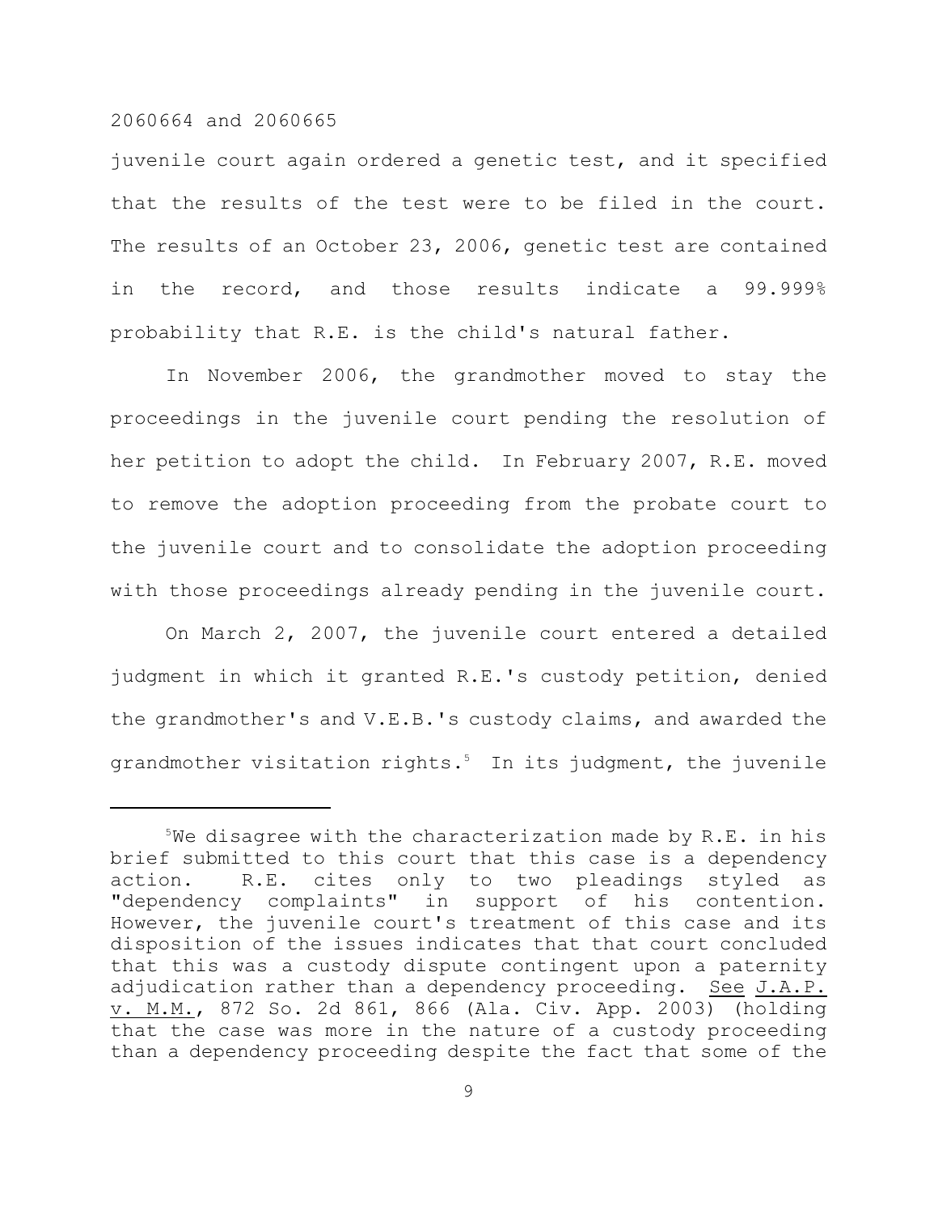juvenile court again ordered a genetic test, and it specified that the results of the test were to be filed in the court. The results of an October 23, 2006, genetic test are contained in the record, and those results indicate a 99.999% probability that R.E. is the child's natural father.

In November 2006, the grandmother moved to stay the proceedings in the juvenile court pending the resolution of her petition to adopt the child. In February 2007, R.E. moved to remove the adoption proceeding from the probate court to the juvenile court and to consolidate the adoption proceeding with those proceedings already pending in the juvenile court.

On March 2, 2007, the juvenile court entered a detailed judgment in which it granted R.E.'s custody petition, denied the grandmother's and V.E.B.'s custody claims, and awarded the grandmother visitation rights.[5] In its judgment, the juvenile

---

[5]We disagree with the characterization made by R.E. in his brief submitted to this court that this case is a dependency action. R.E. cites only to two pleadings styled as "dependency complaints" in support of his contention. However, the juvenile court's treatment of this case and its disposition of the issues indicates that that court concluded that this was a custody dispute contingent upon a paternity adjudication rather than a dependency proceeding. See J.A.P. v. M.M., 872 So. 2d 861, 866 (Ala. Civ. App. 2003) (holding that the case was more in the nature of a custody proceeding than a dependency proceeding despite the fact that some of the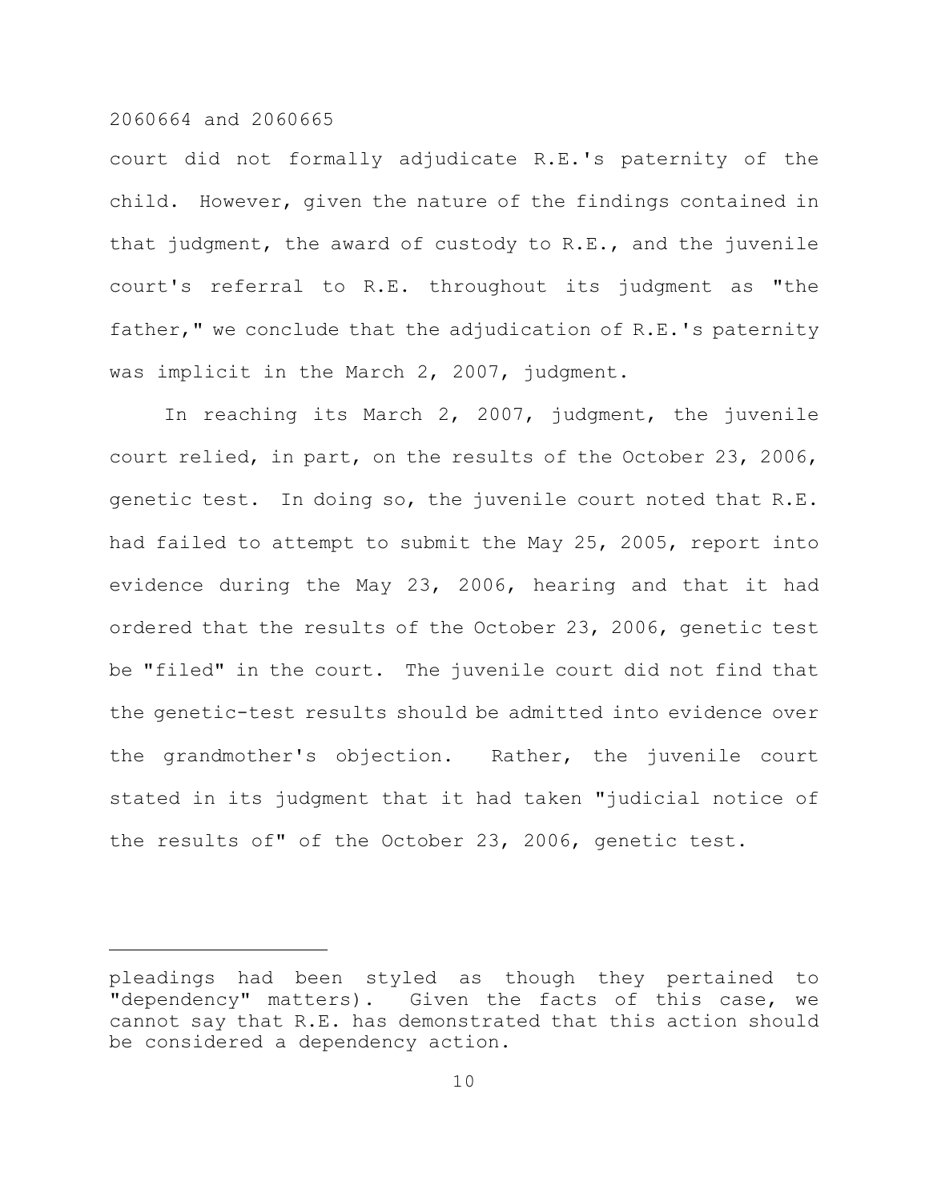court did not formally adjudicate R.E.'s paternity of the child. However, given the nature of the findings contained in that judgment, the award of custody to R.E., and the juvenile court's referral to R.E. throughout its judgment as "the father," we conclude that the adjudication of R.E.'s paternity was implicit in the March 2, 2007, judgment.

In reaching its March 2, 2007, judgment, the juvenile court relied, in part, on the results of the October 23, 2006, genetic test. In doing so, the juvenile court noted that R.E. had failed to attempt to submit the May 25, 2005, report into evidence during the May 23, 2006, hearing and that it had ordered that the results of the October 23, 2006, genetic test be "filed" in the court. The juvenile court did not find that the genetic-test results should be admitted into evidence over the grandmother's objection. Rather, the juvenile court stated in its judgment that it had taken "judicial notice of the results of" of the October 23, 2006, genetic test.

---

pleadings had been styled as though they pertained to "dependency" matters). Given the facts of this case, we cannot say that R.E. has demonstrated that this action should be considered a dependency action.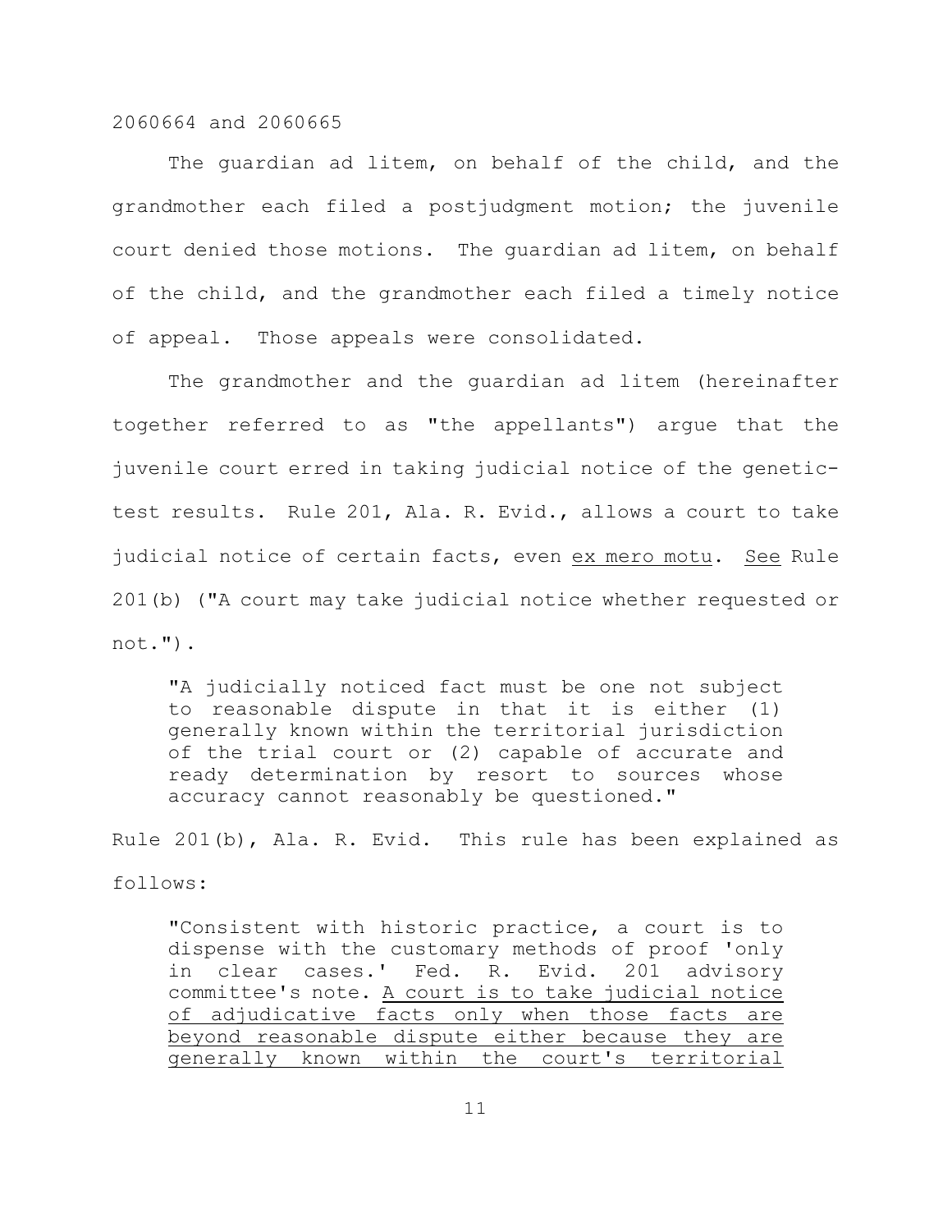The guardian ad litem, on behalf of the child, and the grandmother each filed a postjudgment motion; the juvenile court denied those motions. The guardian ad litem, on behalf of the child, and the grandmother each filed a timely notice of appeal. Those appeals were consolidated.

The grandmother and the guardian ad litem (hereinafter together referred to as "the appellants") argue that the juvenile court erred in taking judicial notice of the genetic-test results. Rule 201, Ala. R. Evid., allows a court to take judicial notice of certain facts, even ex mero motu. See Rule 201(b) ("A court may take judicial notice whether requested or not.").

> "A judicially noticed fact must be one not subject to reasonable dispute in that it is either (1) generally known within the territorial jurisdiction of the trial court or (2) capable of accurate and ready determination by resort to sources whose accuracy cannot reasonably be questioned."

Rule 201(b), Ala. R. Evid. This rule has been explained as follows:

> "Consistent with historic practice, a court is to dispense with the customary methods of proof 'only in clear cases.' Fed. R. Evid. 201 advisory committee's note. A court is to take judicial notice of adjudicative facts only when those facts are beyond reasonable dispute either because they are generally known within the court's territorial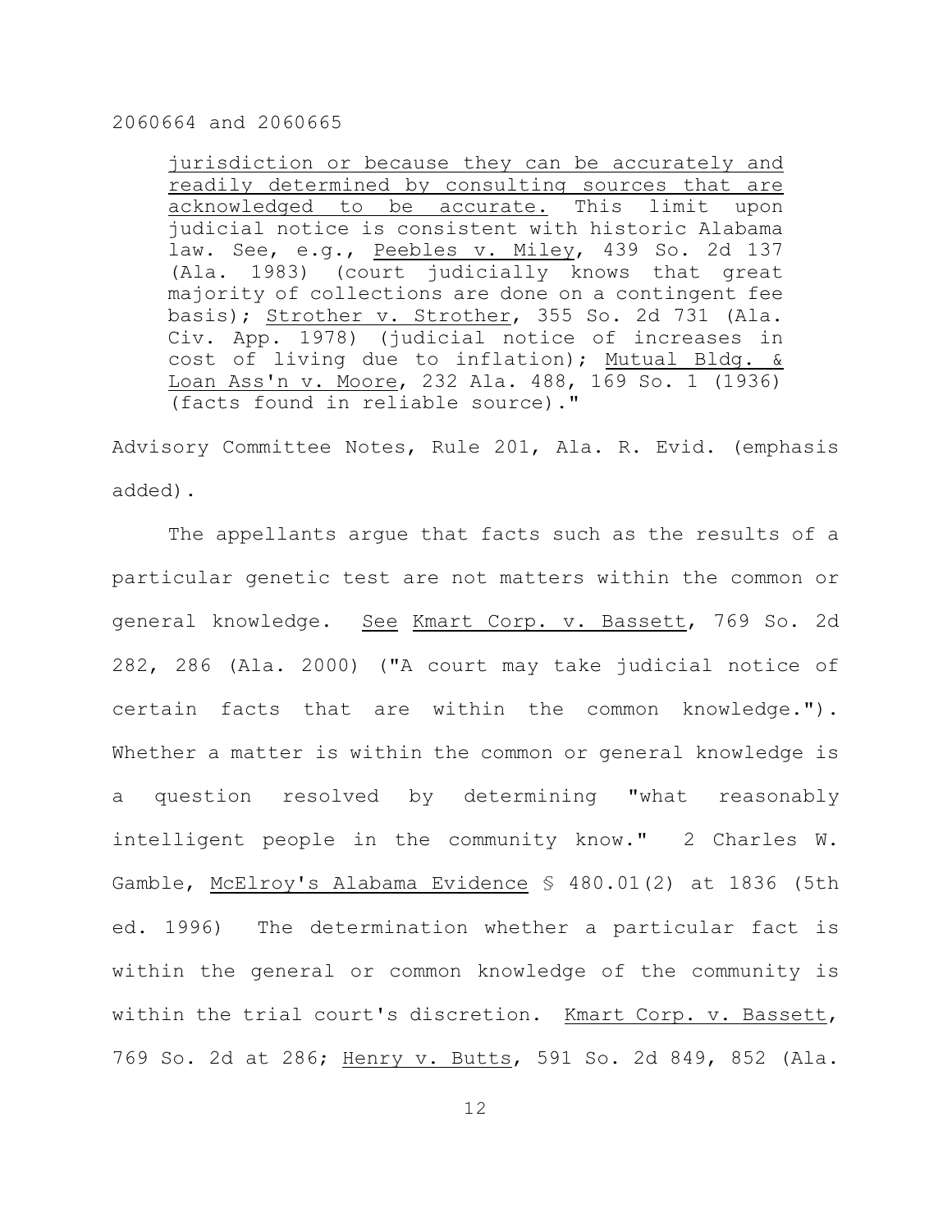> jurisdiction or because they can be accurately and readily determined by consulting sources that are acknowledged to be accurate. This limit upon judicial notice is consistent with historic Alabama law. See, e.g., Peebles v. Miley, 439 So. 2d 137 (Ala. 1983) (court judicially knows that great majority of collections are done on a contingent fee basis); Strother v. Strother, 355 So. 2d 731 (Ala. Civ. App. 1978) (judicial notice of increases in cost of living due to inflation); Mutual Bldg. & Loan Ass'n v. Moore, 232 Ala. 488, 169 So. 1 (1936) (facts found in reliable source)."

Advisory Committee Notes, Rule 201, Ala. R. Evid. (emphasis added).

The appellants argue that facts such as the results of a particular genetic test are not matters within the common or general knowledge. See Kmart Corp. v. Bassett, 769 So. 2d 282, 286 (Ala. 2000) ("A court may take judicial notice of certain facts that are within the common knowledge."). Whether a matter is within the common or general knowledge is a question resolved by determining "what reasonably intelligent people in the community know." 2 Charles W. Gamble, McElroy's Alabama Evidence § 480.01(2) at 1836 (5th ed. 1996) The determination whether a particular fact is within the general or common knowledge of the community is within the trial court's discretion. Kmart Corp. v. Bassett, 769 So. 2d at 286; Henry v. Butts, 591 So. 2d 849, 852 (Ala.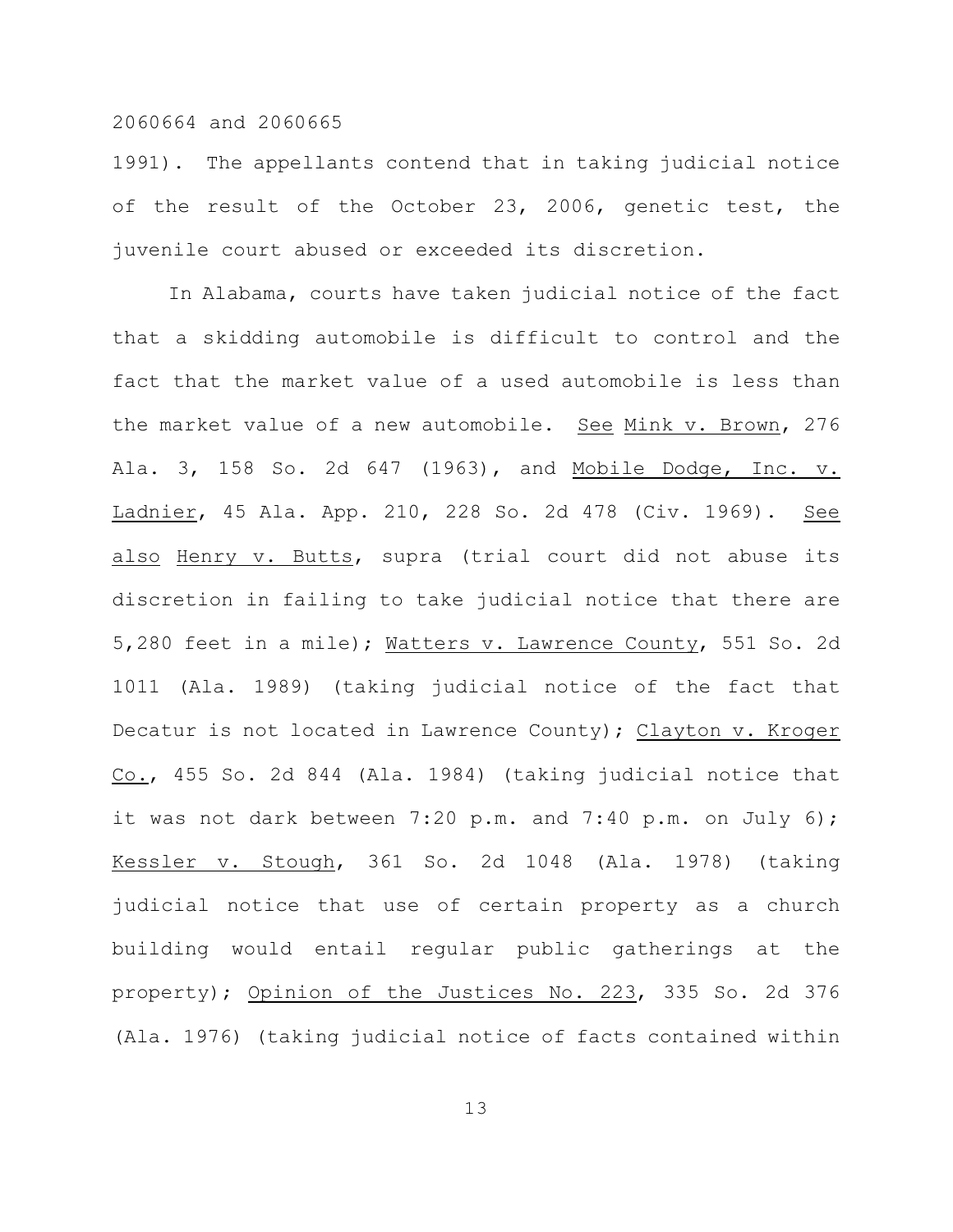1991). The appellants contend that in taking judicial notice of the result of the October 23, 2006, genetic test, the juvenile court abused or exceeded its discretion.

In Alabama, courts have taken judicial notice of the fact that a skidding automobile is difficult to control and the fact that the market value of a used automobile is less than the market value of a new automobile. See Mink v. Brown, 276 Ala. 3, 158 So. 2d 647 (1963), and Mobile Dodge, Inc. v. Ladnier, 45 Ala. App. 210, 228 So. 2d 478 (Civ. 1969). See also Henry v. Butts, supra (trial court did not abuse its discretion in failing to take judicial notice that there are 5,280 feet in a mile); Watters v. Lawrence County, 551 So. 2d 1011 (Ala. 1989) (taking judicial notice of the fact that Decatur is not located in Lawrence County); Clayton v. Kroger Co., 455 So. 2d 844 (Ala. 1984) (taking judicial notice that it was not dark between 7:20 p.m. and 7:40 p.m. on July 6); Kessler v. Stough, 361 So. 2d 1048 (Ala. 1978) (taking judicial notice that use of certain property as a church building would entail regular public gatherings at the property); Opinion of the Justices No. 223, 335 So. 2d 376 (Ala. 1976) (taking judicial notice of facts contained within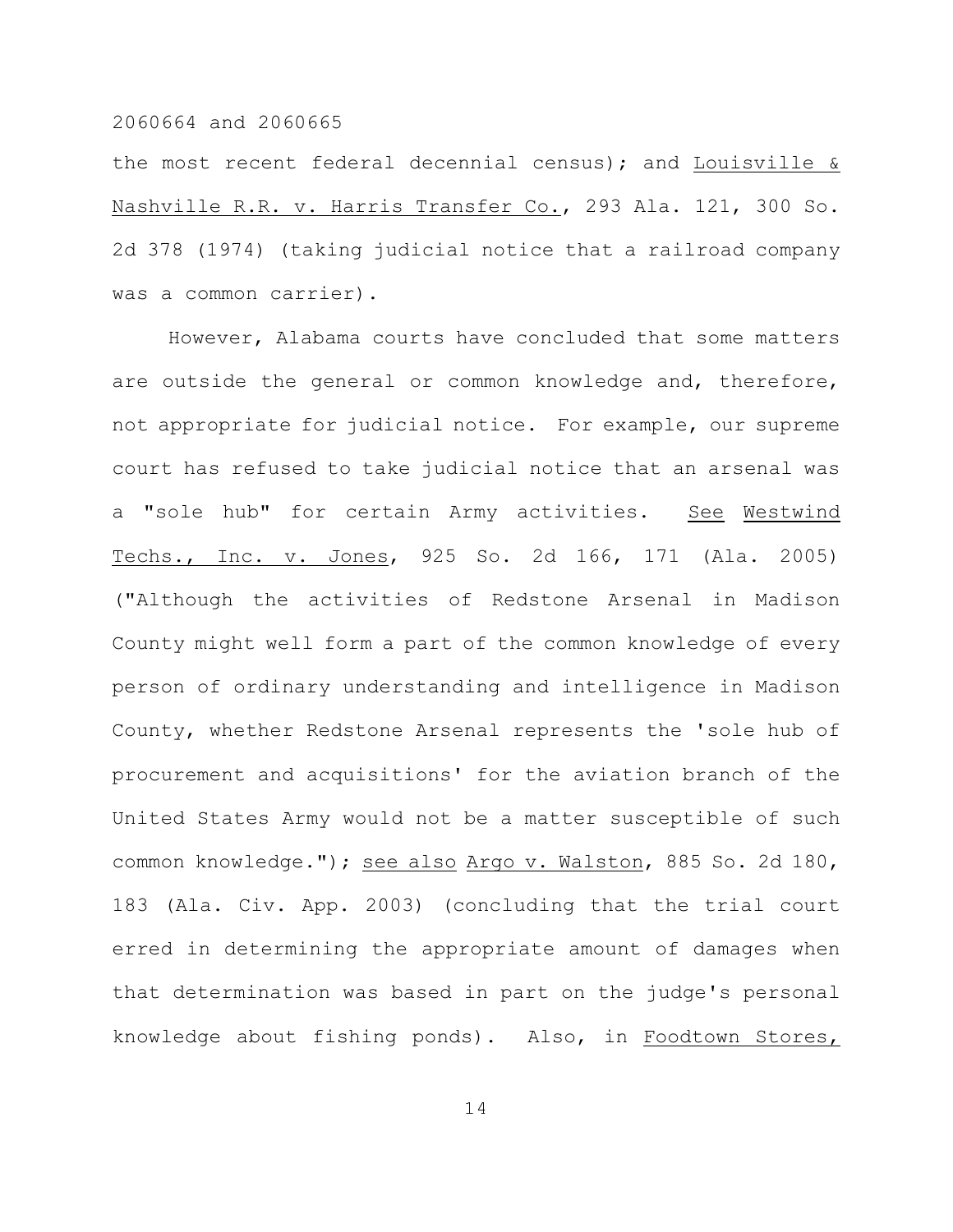the most recent federal decennial census); and Louisville & Nashville R.R. v. Harris Transfer Co., 293 Ala. 121, 300 So. 2d 378 (1974) (taking judicial notice that a railroad company was a common carrier).

However, Alabama courts have concluded that some matters are outside the general or common knowledge and, therefore, not appropriate for judicial notice. For example, our supreme court has refused to take judicial notice that an arsenal was a "sole hub" for certain Army activities. See Westwind Techs., Inc. v. Jones, 925 So. 2d 166, 171 (Ala. 2005) ("Although the activities of Redstone Arsenal in Madison County might well form a part of the common knowledge of every person of ordinary understanding and intelligence in Madison County, whether Redstone Arsenal represents the 'sole hub of procurement and acquisitions' for the aviation branch of the United States Army would not be a matter susceptible of such common knowledge."); see also Argo v. Walston, 885 So. 2d 180, 183 (Ala. Civ. App. 2003) (concluding that the trial court erred in determining the appropriate amount of damages when that determination was based in part on the judge's personal knowledge about fishing ponds). Also, in Foodtown Stores,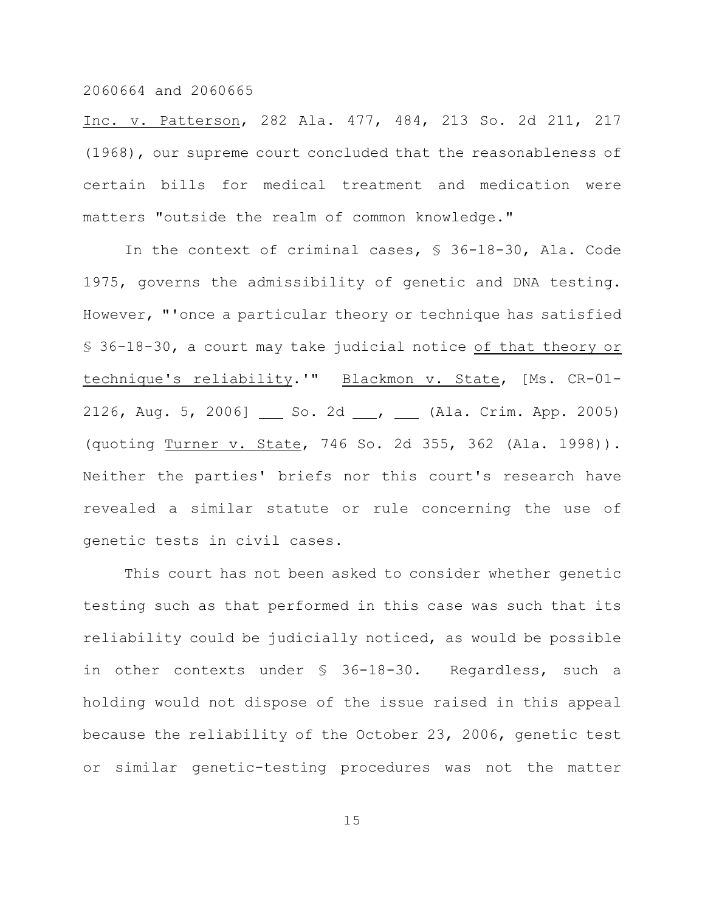Inc. v. Patterson, 282 Ala. 477, 484, 213 So. 2d 211, 217 (1968), our supreme court concluded that the reasonableness of certain bills for medical treatment and medication were matters "outside the realm of common knowledge."

In the context of criminal cases, § 36-18-30, Ala. Code 1975, governs the admissibility of genetic and DNA testing. However, "'once a particular theory or technique has satisfied § 36-18-30, a court may take judicial notice of that theory or technique's reliability.'" Blackmon v. State, [Ms. CR-01-2126, Aug. 5, 2006] ___ So. 2d ___, ___ (Ala. Crim. App. 2005) (quoting Turner v. State, 746 So. 2d 355, 362 (Ala. 1998)). Neither the parties' briefs nor this court's research have revealed a similar statute or rule concerning the use of genetic tests in civil cases.

This court has not been asked to consider whether genetic testing such as that performed in this case was such that its reliability could be judicially noticed, as would be possible in other contexts under § 36-18-30. Regardless, such a holding would not dispose of the issue raised in this appeal because the reliability of the October 23, 2006, genetic test or similar genetic-testing procedures was not the matter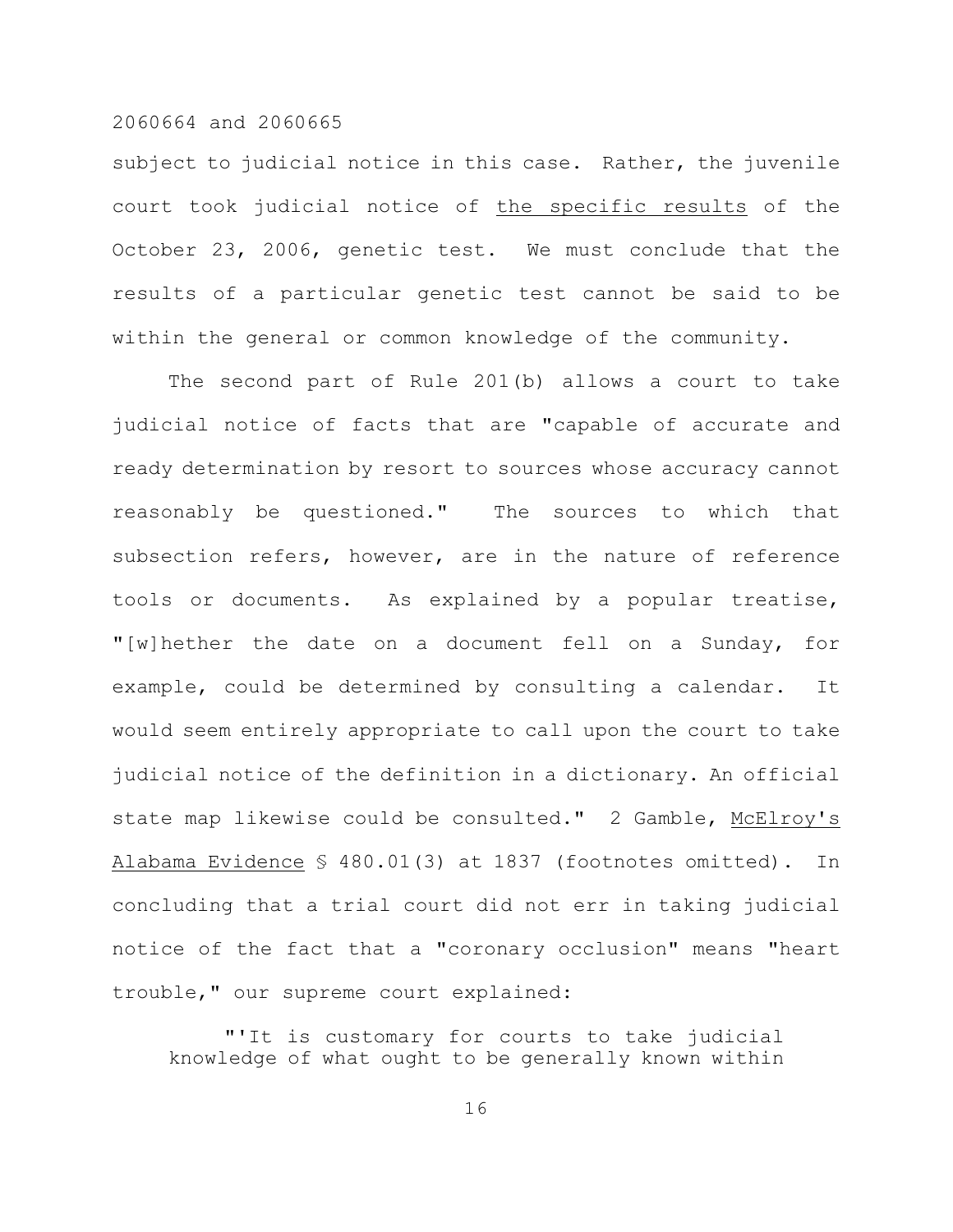subject to judicial notice in this case. Rather, the juvenile court took judicial notice of <u>the specific results</u> of the October 23, 2006, genetic test. We must conclude that the results of a particular genetic test cannot be said to be within the general or common knowledge of the community.

The second part of Rule 201(b) allows a court to take judicial notice of facts that are "capable of accurate and ready determination by resort to sources whose accuracy cannot reasonably be questioned." The sources to which that subsection refers, however, are in the nature of reference tools or documents. As explained by a popular treatise, "[w]hether the date on a document fell on a Sunday, for example, could be determined by consulting a calendar. It would seem entirely appropriate to call upon the court to take judicial notice of the definition in a dictionary. An official state map likewise could be consulted." 2 Gamble, <u>McElroy's Alabama Evidence</u> § 480.01(3) at 1837 (footnotes omitted). In concluding that a trial court did not err in taking judicial notice of the fact that a "coronary occlusion" means "heart trouble," our supreme court explained:

> "'It is customary for courts to take judicial knowledge of what ought to be generally known within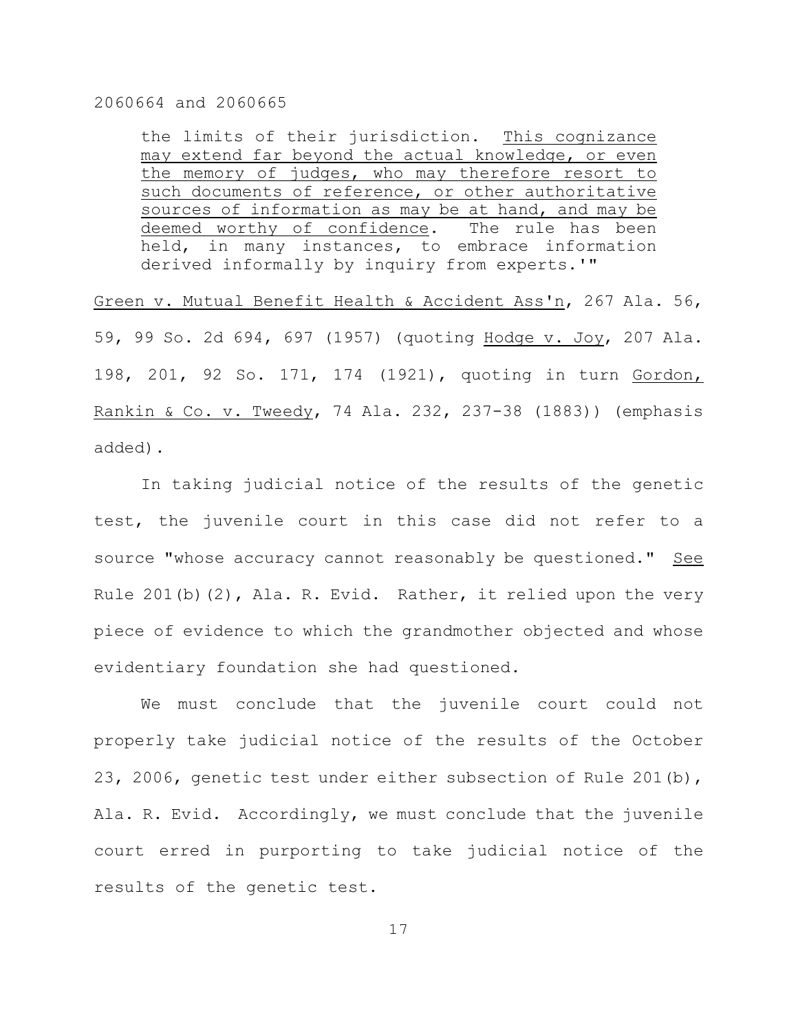> the limits of their jurisdiction. <u>This cognizance may extend far beyond the actual knowledge, or even the memory of judges, who may therefore resort to such documents of reference, or other authoritative sources of information as may be at hand, and may be deemed worthy of confidence</u>. The rule has been held, in many instances, to embrace information derived informally by inquiry from experts.'"

<u>Green v. Mutual Benefit Health & Accident Ass'n</u>, 267 Ala. 56, 59, 99 So. 2d 694, 697 (1957) (quoting <u>Hodge v. Joy</u>, 207 Ala. 198, 201, 92 So. 171, 174 (1921), quoting in turn <u>Gordon, Rankin & Co. v. Tweedy</u>, 74 Ala. 232, 237-38 (1883)) (emphasis added).

In taking judicial notice of the results of the genetic test, the juvenile court in this case did not refer to a source "whose accuracy cannot reasonably be questioned." <u>See</u> Rule 201(b)(2), Ala. R. Evid. Rather, it relied upon the very piece of evidence to which the grandmother objected and whose evidentiary foundation she had questioned.

We must conclude that the juvenile court could not properly take judicial notice of the results of the October 23, 2006, genetic test under either subsection of Rule 201(b), Ala. R. Evid. Accordingly, we must conclude that the juvenile court erred in purporting to take judicial notice of the results of the genetic test.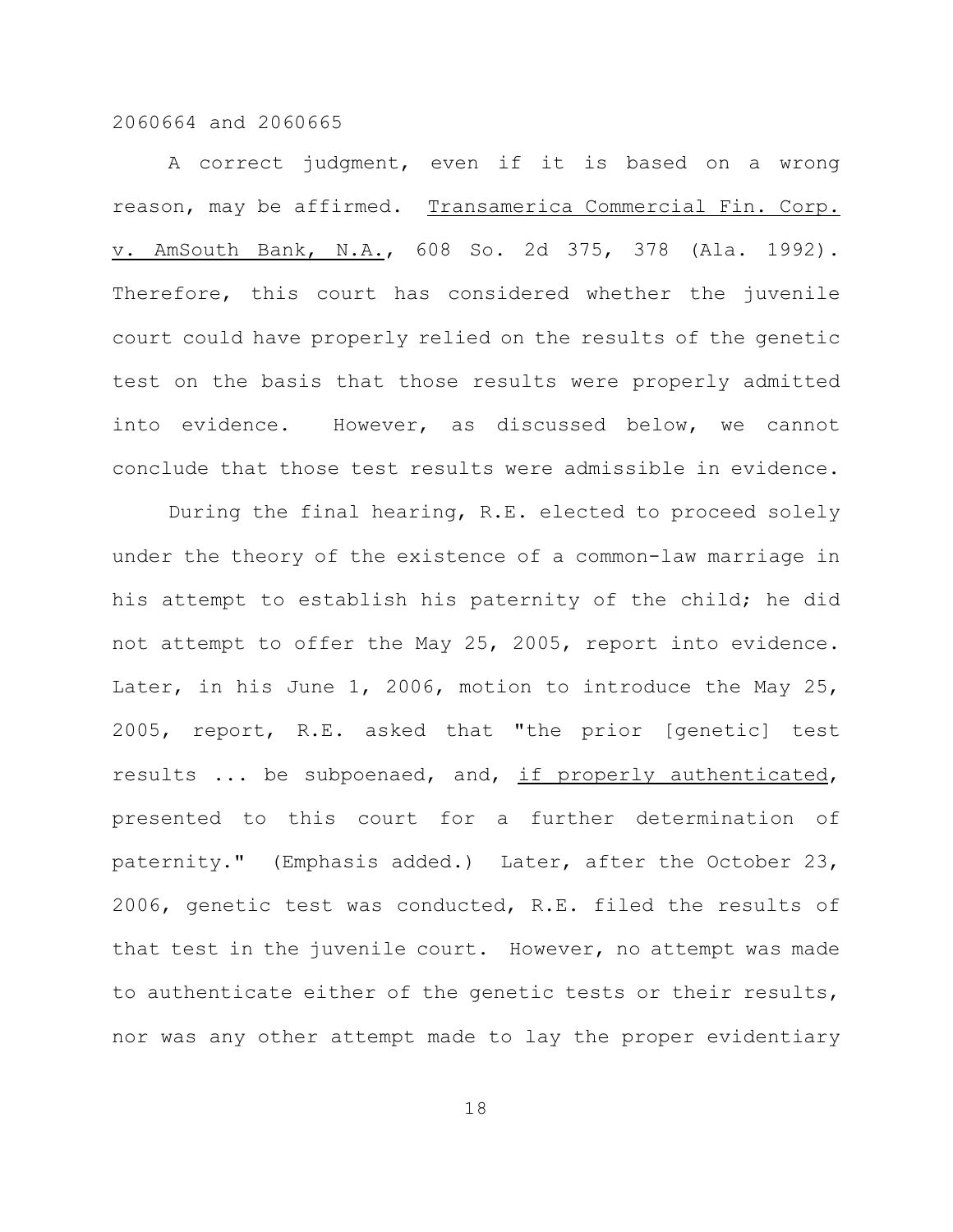A correct judgment, even if it is based on a wrong reason, may be affirmed. Transamerica Commercial Fin. Corp. v. AmSouth Bank, N.A., 608 So. 2d 375, 378 (Ala. 1992). Therefore, this court has considered whether the juvenile court could have properly relied on the results of the genetic test on the basis that those results were properly admitted into evidence. However, as discussed below, we cannot conclude that those test results were admissible in evidence.

During the final hearing, R.E. elected to proceed solely under the theory of the existence of a common-law marriage in his attempt to establish his paternity of the child; he did not attempt to offer the May 25, 2005, report into evidence. Later, in his June 1, 2006, motion to introduce the May 25, 2005, report, R.E. asked that "the prior [genetic] test results ... be subpoenaed, and, if properly authenticated, presented to this court for a further determination of paternity." (Emphasis added.) Later, after the October 23, 2006, genetic test was conducted, R.E. filed the results of that test in the juvenile court. However, no attempt was made to authenticate either of the genetic tests or their results, nor was any other attempt made to lay the proper evidentiary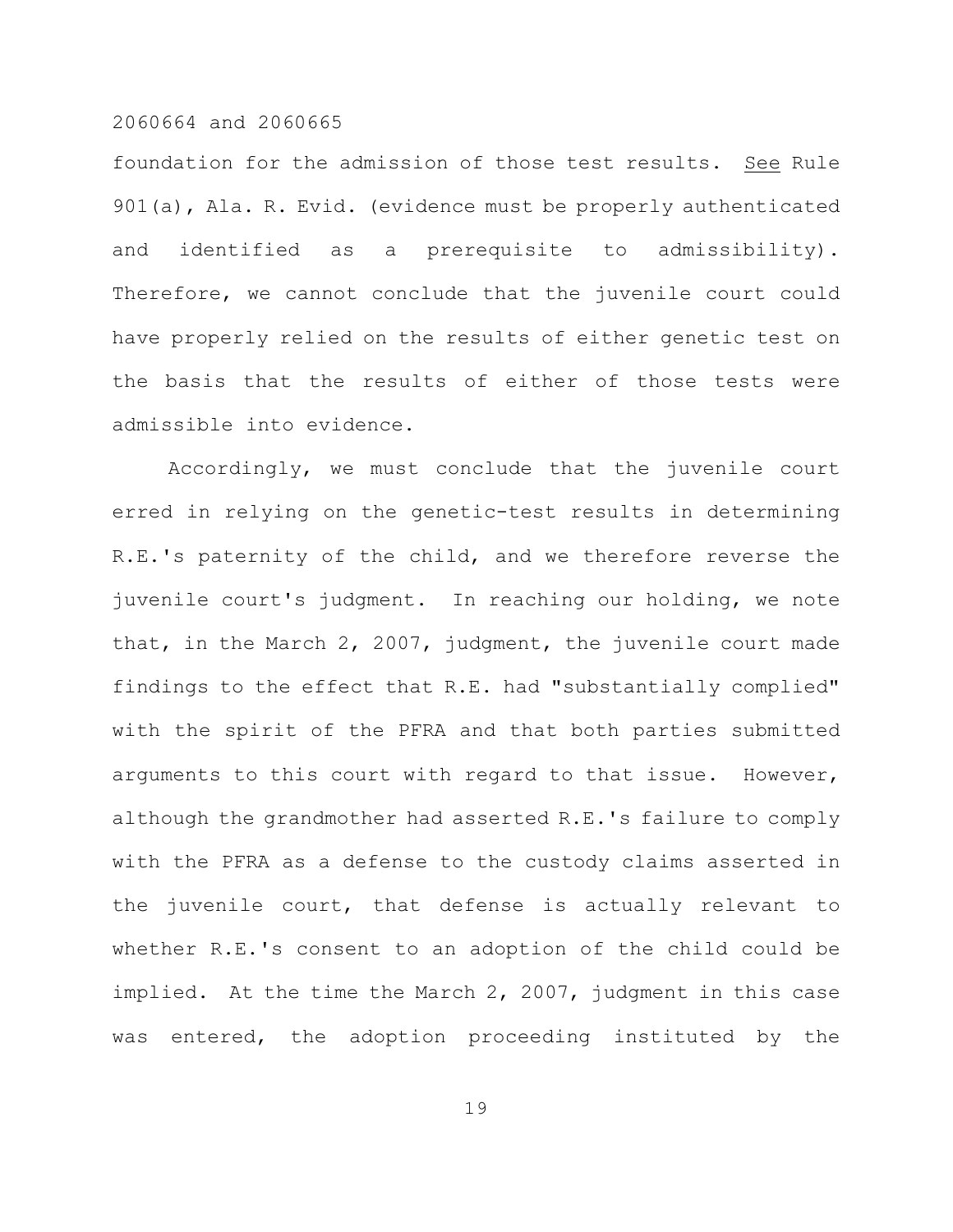foundation for the admission of those test results. _See_ Rule 901(a), Ala. R. Evid. (evidence must be properly authenticated and identified as a prerequisite to admissibility). Therefore, we cannot conclude that the juvenile court could have properly relied on the results of either genetic test on the basis that the results of either of those tests were admissible into evidence.

Accordingly, we must conclude that the juvenile court erred in relying on the genetic-test results in determining R.E.'s paternity of the child, and we therefore reverse the juvenile court's judgment. In reaching our holding, we note that, in the March 2, 2007, judgment, the juvenile court made findings to the effect that R.E. had "substantially complied" with the spirit of the PFRA and that both parties submitted arguments to this court with regard to that issue. However, although the grandmother had asserted R.E.'s failure to comply with the PFRA as a defense to the custody claims asserted in the juvenile court, that defense is actually relevant to whether R.E.'s consent to an adoption of the child could be implied. At the time the March 2, 2007, judgment in this case was entered, the adoption proceeding instituted by the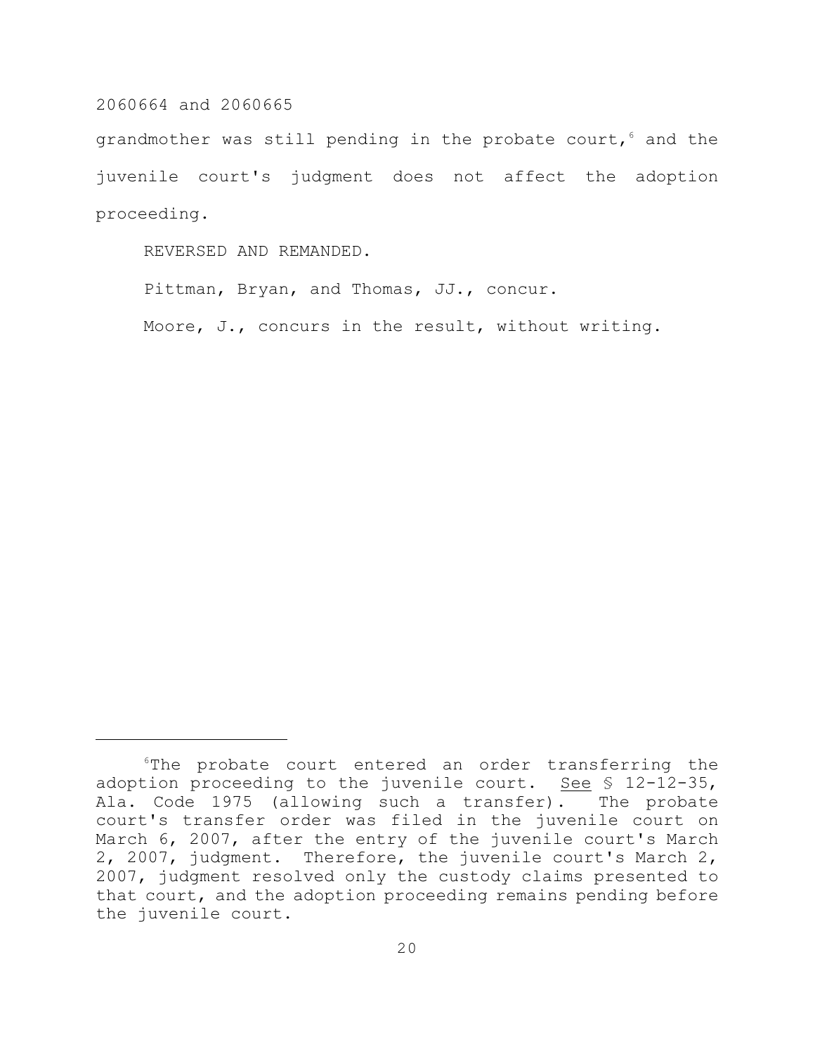grandmother was still pending in the probate court,[6] and the juvenile court's judgment does not affect the adoption proceeding.

REVERSED AND REMANDED.

Pittman, Bryan, and Thomas, JJ., concur.

Moore, J., concurs in the result, without writing.

---

[6]The probate court entered an order transferring the adoption proceeding to the juvenile court. See § 12-12-35, Ala. Code 1975 (allowing such a transfer). The probate court's transfer order was filed in the juvenile court on March 6, 2007, after the entry of the juvenile court's March 2, 2007, judgment. Therefore, the juvenile court's March 2, 2007, judgment resolved only the custody claims presented to that court, and the adoption proceeding remains pending before the juvenile court.